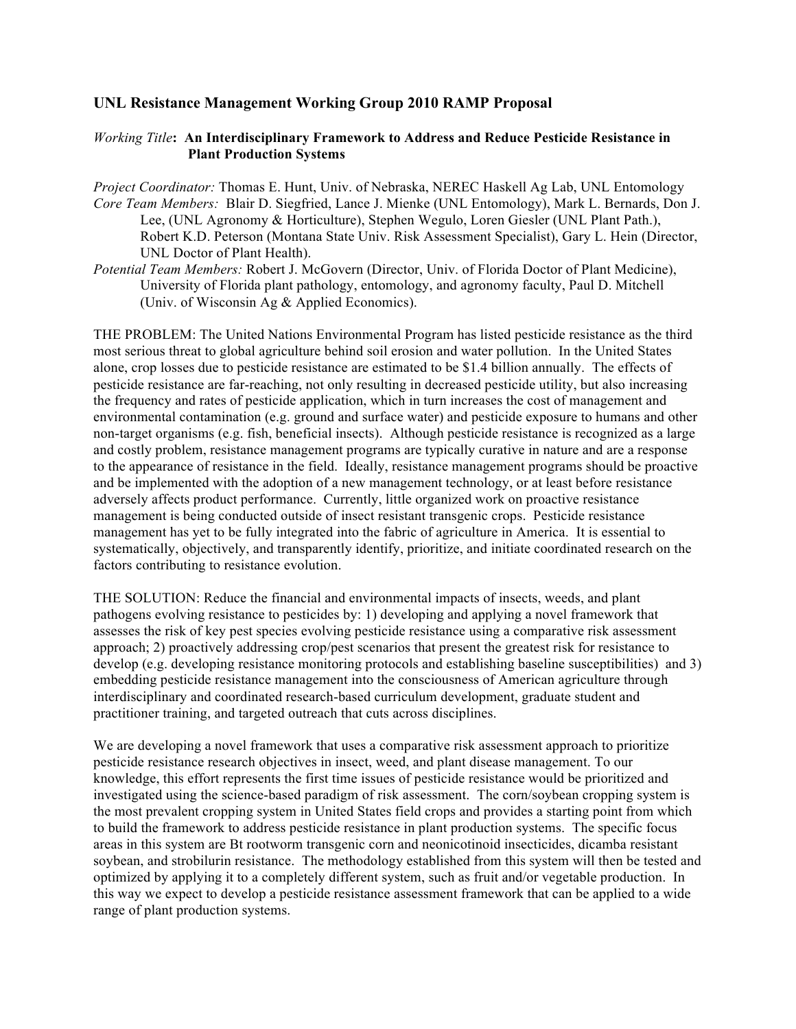## UNL Resistance Management Working Group 2010 RAMP Proposal

*Working Title*: **An Interdisciplinary Framework to Address and Reduce Pesticide Resistance in Plant Production Systems**

*Project Coordinator:* Thomas E. Hunt, Univ. of Nebraska, NEREC Haskell Ag Lab, UNL Entomology

*Core Team Members:* Blair D. Siegfried, Lance J. Mienke (UNL Entomology), Mark L. Bernards, Don J. Lee, (UNL Agronomy & Horticulture), Stephen Wegulo, Loren Giesler (UNL Plant Path.), Robert K.D. Peterson (Montana State Univ. Risk Assessment Specialist), Gary L. Hein (Director, UNL Doctor of Plant Health).

*Potential Team Members:* Robert J. McGovern (Director, Univ. of Florida Doctor of Plant Medicine), University of Florida plant pathology, entomology, and agronomy faculty, Paul D. Mitchell (Univ. of Wisconsin Ag & Applied Economics).

THE PROBLEM: The United Nations Environmental Program has listed pesticide resistance as the third most serious threat to global agriculture behind soil erosion and water pollution. In the United States alone, crop losses due to pesticide resistance are estimated to be $1.4 billion annually. The effects of pesticide resistance are far-reaching, not only resulting in decreased pesticide utility, but also increasing the frequency and rates of pesticide application, which in turn increases the cost of management and environmental contamination (e.g. ground and surface water) and pesticide exposure to humans and other non-target organisms (e.g. fish, beneficial insects). Although pesticide resistance is recognized as a large and costly problem, resistance management programs are typically curative in nature and are a response to the appearance of resistance in the field. Ideally, resistance management programs should be proactive and be implemented with the adoption of a new management technology, or at least before resistance adversely affects product performance. Currently, little organized work on proactive resistance management is being conducted outside of insect resistant transgenic crops. Pesticide resistance management has yet to be fully integrated into the fabric of agriculture in America. It is essential to systematically, objectively, and transparently identify, prioritize, and initiate coordinated research on the factors contributing to resistance evolution.

THE SOLUTION: Reduce the financial and environmental impacts of insects, weeds, and plant pathogens evolving resistance to pesticides by: 1) developing and applying a novel framework that assesses the risk of key pest species evolving pesticide resistance using a comparative risk assessment approach; 2) proactively addressing crop/pest scenarios that present the greatest risk for resistance to develop (e.g. developing resistance monitoring protocols and establishing baseline susceptibilities) and 3) embedding pesticide resistance management into the consciousness of American agriculture through interdisciplinary and coordinated research-based curriculum development, graduate student and practitioner training, and targeted outreach that cuts across disciplines.

We are developing a novel framework that uses a comparative risk assessment approach to prioritize pesticide resistance research objectives in insect, weed, and plant disease management. To our knowledge, this effort represents the first time issues of pesticide resistance would be prioritized and investigated using the science-based paradigm of risk assessment. The corn/soybean cropping system is the most prevalent cropping system in United States field crops and provides a starting point from which to build the framework to address pesticide resistance in plant production systems. The specific focus areas in this system are Bt rootworm transgenic corn and neonicotinoid insecticides, dicamba resistant soybean, and strobilurin resistance. The methodology established from this system will then be tested and optimized by applying it to a completely different system, such as fruit and/or vegetable production. In this way we expect to develop a pesticide resistance assessment framework that can be applied to a wide range of plant production systems.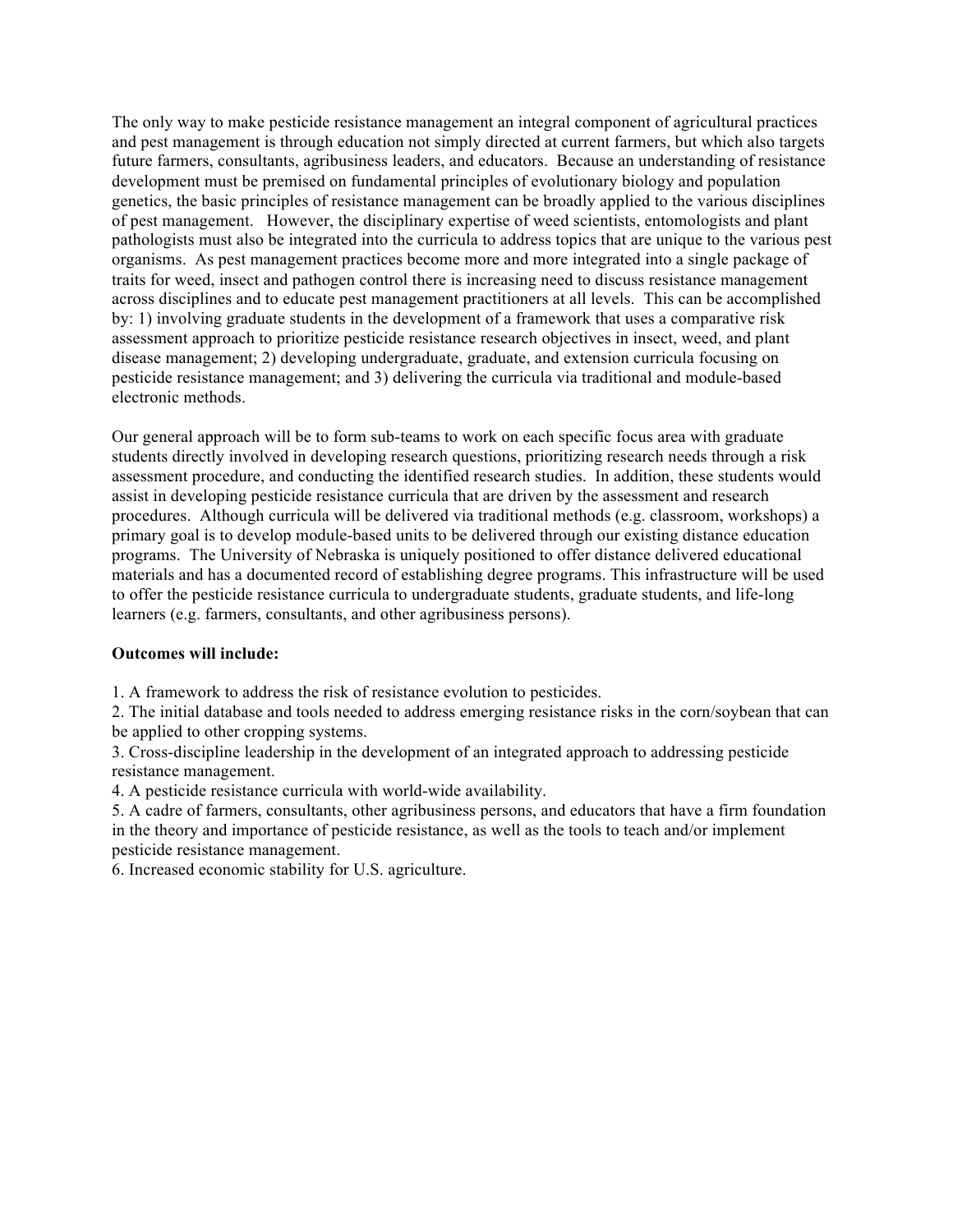The only way to make pesticide resistance management an integral component of agricultural practices and pest management is through education not simply directed at current farmers, but which also targets future farmers, consultants, agribusiness leaders, and educators. Because an understanding of resistance development must be premised on fundamental principles of evolutionary biology and population genetics, the basic principles of resistance management can be broadly applied to the various disciplines of pest management. However, the disciplinary expertise of weed scientists, entomologists and plant pathologists must also be integrated into the curricula to address topics that are unique to the various pest organisms. As pest management practices become more and more integrated into a single package of traits for weed, insect and pathogen control there is increasing need to discuss resistance management across disciplines and to educate pest management practitioners at all levels. This can be accomplished by: 1) involving graduate students in the development of a framework that uses a comparative risk assessment approach to prioritize pesticide resistance research objectives in insect, weed, and plant disease management; 2) developing undergraduate, graduate, and extension curricula focusing on pesticide resistance management; and 3) delivering the curricula via traditional and module-based electronic methods.

Our general approach will be to form sub-teams to work on each specific focus area with graduate students directly involved in developing research questions, prioritizing research needs through a risk assessment procedure, and conducting the identified research studies. In addition, these students would assist in developing pesticide resistance curricula that are driven by the assessment and research procedures. Although curricula will be delivered via traditional methods (e.g. classroom, workshops) a primary goal is to develop module-based units to be delivered through our existing distance education programs. The University of Nebraska is uniquely positioned to offer distance delivered educational materials and has a documented record of establishing degree programs. This infrastructure will be used to offer the pesticide resistance curricula to undergraduate students, graduate students, and life-long learners (e.g. farmers, consultants, and other agribusiness persons).

**Outcomes will include:**

1. A framework to address the risk of resistance evolution to pesticides.
2. The initial database and tools needed to address emerging resistance risks in the corn/soybean that can be applied to other cropping systems.
3. Cross-discipline leadership in the development of an integrated approach to addressing pesticide resistance management.
4. A pesticide resistance curricula with world-wide availability.
5. A cadre of farmers, consultants, other agribusiness persons, and educators that have a firm foundation in the theory and importance of pesticide resistance, as well as the tools to teach and/or implement pesticide resistance management.
6. Increased economic stability for U.S. agriculture.